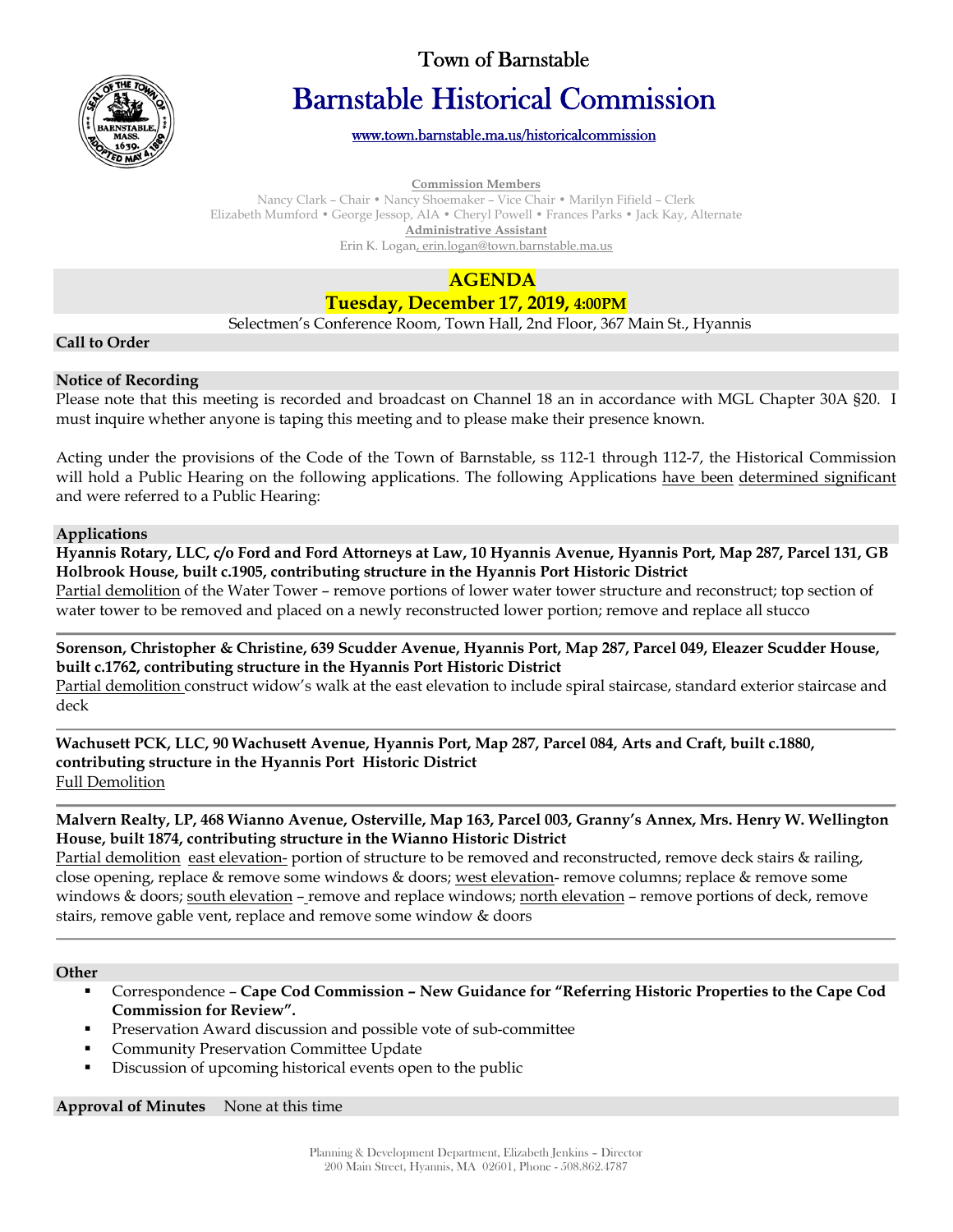# Town of Barnstable

# Barnstable Historical Commission

www.town.barnstable.ma.us/historicalcommission

**Commission Members**

Nancy Clark – Chair • Nancy Shoemaker – Vice Chair • Marilyn Fifield – Clerk
Elizabeth Mumford • George Jessop, AIA • Cheryl Powell • Frances Parks • Jack Kay, Alternate

**Administrative Assistant**

Erin K. Logan, erin.logan@town.barnstable.ma.us

## AGENDA

## Tuesday, December 17, 2019, 4:00PM

Selectmen's Conference Room, Town Hall, 2nd Floor, 367 Main St., Hyannis

### Call to Order

### Notice of Recording

Please note that this meeting is recorded and broadcast on Channel 18 an in accordance with MGL Chapter 30A §20. I must inquire whether anyone is taping this meeting and to please make their presence known.

Acting under the provisions of the Code of the Town of Barnstable, ss 112-1 through 112-7, the Historical Commission will hold a Public Hearing on the following applications. The following Applications have been determined significant and were referred to a Public Hearing:

### Applications

**Hyannis Rotary, LLC, c/o Ford and Ford Attorneys at Law, 10 Hyannis Avenue, Hyannis Port, Map 287, Parcel 131, GB Holbrook House, built c.1905, contributing structure in the Hyannis Port Historic District**
Partial demolition of the Water Tower – remove portions of lower water tower structure and reconstruct; top section of water tower to be removed and placed on a newly reconstructed lower portion; remove and replace all stucco

---

**Sorenson, Christopher & Christine, 639 Scudder Avenue, Hyannis Port, Map 287, Parcel 049, Eleazer Scudder House, built c.1762, contributing structure in the Hyannis Port Historic District**
Partial demolition construct widow's walk at the east elevation to include spiral staircase, standard exterior staircase and deck

---

**Wachusett PCK, LLC, 90 Wachusett Avenue, Hyannis Port, Map 287, Parcel 084, Arts and Craft, built c.1880, contributing structure in the Hyannis Port Historic District**
Full Demolition

---

**Malvern Realty, LP, 468 Wianno Avenue, Osterville, Map 163, Parcel 003, Granny's Annex, Mrs. Henry W. Wellington House, built 1874, contributing structure in the Wianno Historic District**
Partial demolition east elevation- portion of structure to be removed and reconstructed, remove deck stairs & railing, close opening, replace & remove some windows & doors; west elevation- remove columns; replace & remove some windows & doors; south elevation – remove and replace windows; north elevation – remove portions of deck, remove stairs, remove gable vent, replace and remove some window & doors

---

### Other

- Correspondence – **Cape Cod Commission – New Guidance for "Referring Historic Properties to the Cape Cod Commission for Review".**
- Preservation Award discussion and possible vote of sub-committee
- Community Preservation Committee Update
- Discussion of upcoming historical events open to the public

**Approval of Minutes** None at this time

Planning & Development Department, Elizabeth Jenkins – Director
200 Main Street, Hyannis, MA 02601, Phone - 508.862.4787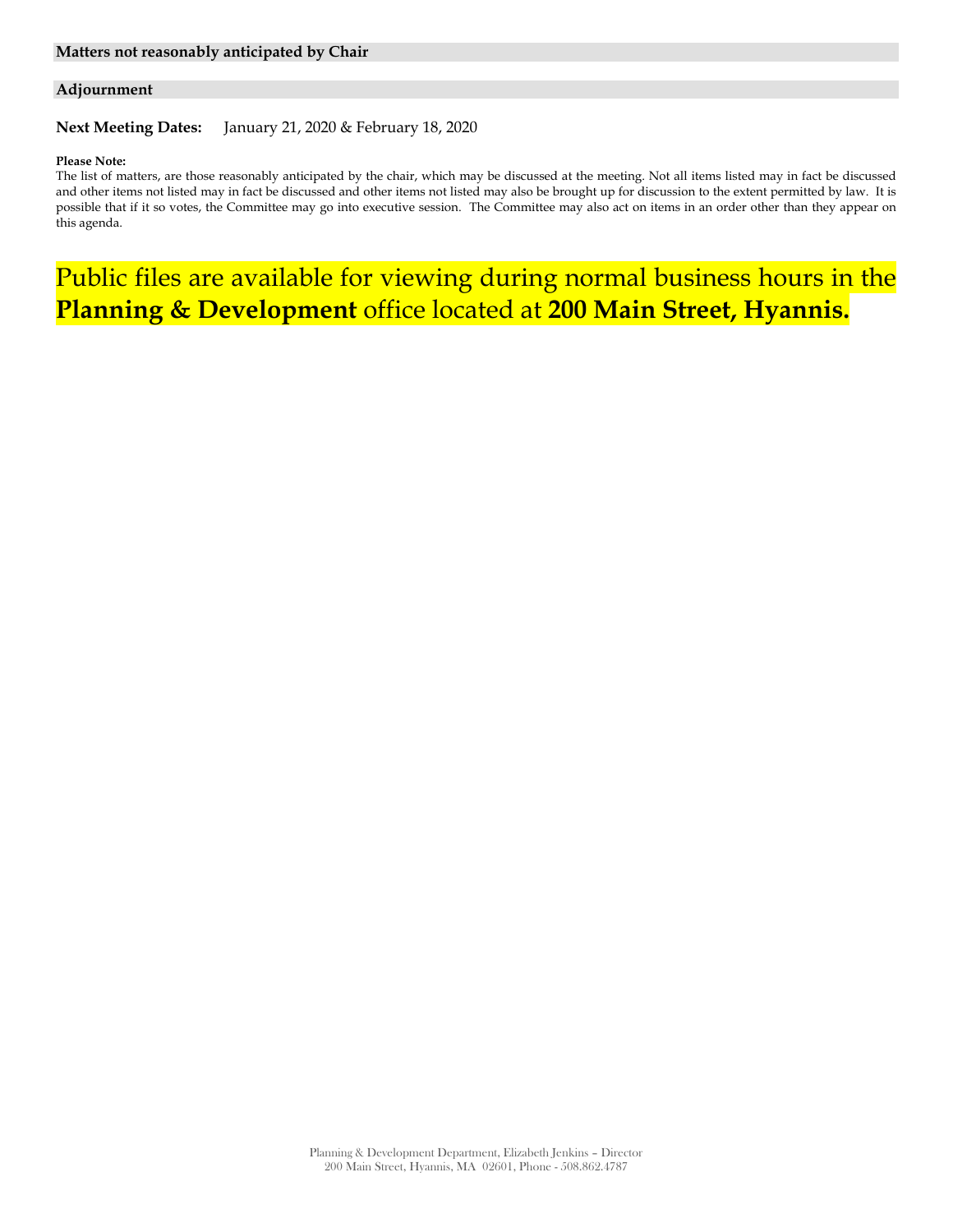## Matters not reasonably anticipated by Chair

## Adjournment

**Next Meeting Dates:** January 21, 2020 & February 18, 2020

**Please Note:**
The list of matters, are those reasonably anticipated by the chair, which may be discussed at the meeting. Not all items listed may in fact be discussed and other items not listed may in fact be discussed and other items not listed may also be brought up for discussion to the extent permitted by law. It is possible that if it so votes, the Committee may go into executive session. The Committee may also act on items in an order other than they appear on this agenda.

Public files are available for viewing during normal business hours in the **Planning & Development** office located at **200 Main Street, Hyannis.**

Planning & Development Department, Elizabeth Jenkins – Director
200 Main Street, Hyannis, MA 02601, Phone - 508.862.4787